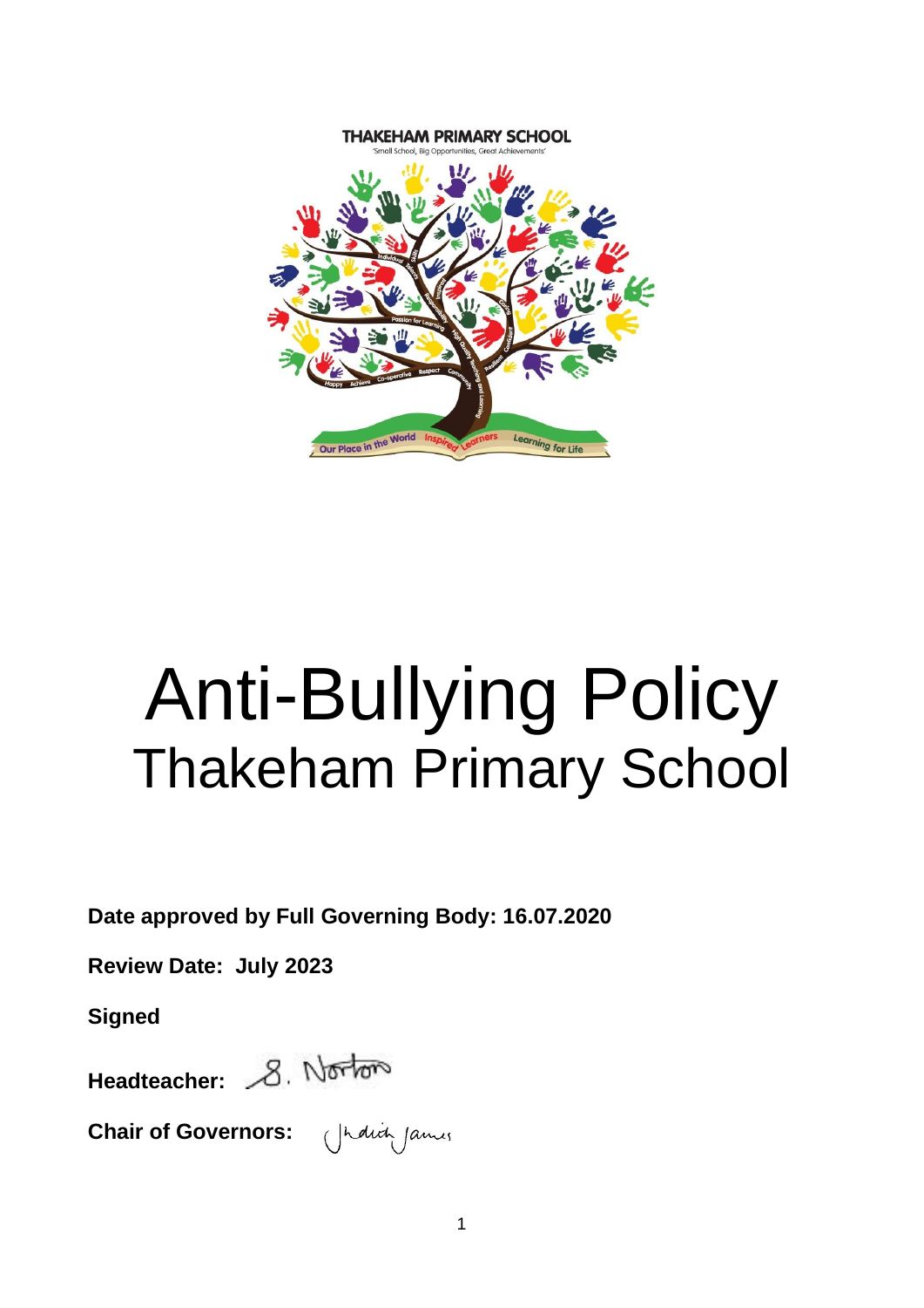THAKEHAM PRIMARY SCHOOL

'Small School, Big Opportunities, Great Achievements'

# Anti-Bullying Policy

## Thakeham Primary School

**Date approved by Full Governing Body: 16.07.2020**

**Review Date: July 2023**

**Signed**

**Headteacher:** S. Norton

**Chair of Governors:** Judith James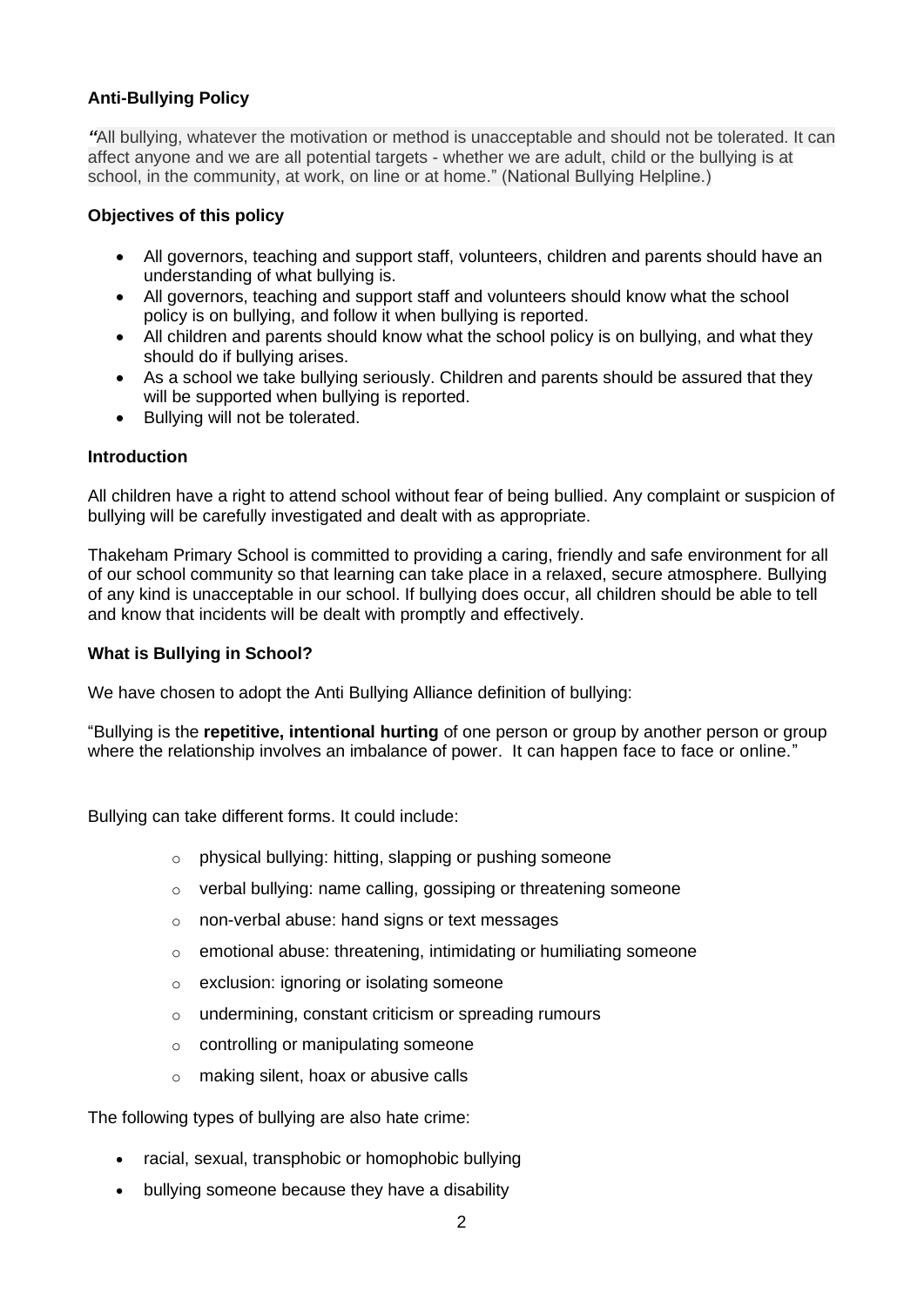## Anti-Bullying Policy

*"*All bullying, whatever the motivation or method is unacceptable and should not be tolerated. It can affect anyone and we are all potential targets - whether we are adult, child or the bullying is at school, in the community, at work, on line or at home." (National Bullying Helpline.)

### Objectives of this policy

- All governors, teaching and support staff, volunteers, children and parents should have an understanding of what bullying is.
- All governors, teaching and support staff and volunteers should know what the school policy is on bullying, and follow it when bullying is reported.
- All children and parents should know what the school policy is on bullying, and what they should do if bullying arises.
- As a school we take bullying seriously. Children and parents should be assured that they will be supported when bullying is reported.
- Bullying will not be tolerated.

### Introduction

All children have a right to attend school without fear of being bullied. Any complaint or suspicion of bullying will be carefully investigated and dealt with as appropriate.

Thakeham Primary School is committed to providing a caring, friendly and safe environment for all of our school community so that learning can take place in a relaxed, secure atmosphere. Bullying of any kind is unacceptable in our school. If bullying does occur, all children should be able to tell and know that incidents will be dealt with promptly and effectively.

### What is Bullying in School?

We have chosen to adopt the Anti Bullying Alliance definition of bullying:

"Bullying is the **repetitive, intentional hurting** of one person or group by another person or group where the relationship involves an imbalance of power. It can happen face to face or online."

Bullying can take different forms. It could include:

- physical bullying: hitting, slapping or pushing someone
- verbal bullying: name calling, gossiping or threatening someone
- non-verbal abuse: hand signs or text messages
- emotional abuse: threatening, intimidating or humiliating someone
- exclusion: ignoring or isolating someone
- undermining, constant criticism or spreading rumours
- controlling or manipulating someone
- making silent, hoax or abusive calls

The following types of bullying are also hate crime:

- racial, sexual, transphobic or homophobic bullying
- bullying someone because they have a disability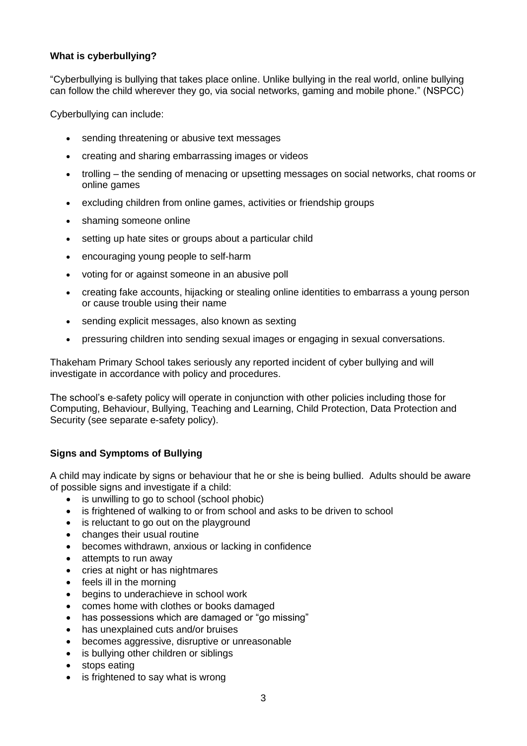**What is cyberbullying?**

"Cyberbullying is bullying that takes place online. Unlike bullying in the real world, online bullying can follow the child wherever they go, via social networks, gaming and mobile phone." (NSPCC)

Cyberbullying can include:

- sending threatening or abusive text messages
- creating and sharing embarrassing images or videos
- trolling – the sending of menacing or upsetting messages on social networks, chat rooms or online games
- excluding children from online games, activities or friendship groups
- shaming someone online
- setting up hate sites or groups about a particular child
- encouraging young people to self-harm
- voting for or against someone in an abusive poll
- creating fake accounts, hijacking or stealing online identities to embarrass a young person or cause trouble using their name
- sending explicit messages, also known as sexting
- pressuring children into sending sexual images or engaging in sexual conversations.

Thakeham Primary School takes seriously any reported incident of cyber bullying and will investigate in accordance with policy and procedures.

The school's e-safety policy will operate in conjunction with other policies including those for Computing, Behaviour, Bullying, Teaching and Learning, Child Protection, Data Protection and Security (see separate e-safety policy).

**Signs and Symptoms of Bullying**

A child may indicate by signs or behaviour that he or she is being bullied. Adults should be aware of possible signs and investigate if a child:

- is unwilling to go to school (school phobic)
- is frightened of walking to or from school and asks to be driven to school
- is reluctant to go out on the playground
- changes their usual routine
- becomes withdrawn, anxious or lacking in confidence
- attempts to run away
- cries at night or has nightmares
- feels ill in the morning
- begins to underachieve in school work
- comes home with clothes or books damaged
- has possessions which are damaged or "go missing"
- has unexplained cuts and/or bruises
- becomes aggressive, disruptive or unreasonable
- is bullying other children or siblings
- stops eating
- is frightened to say what is wrong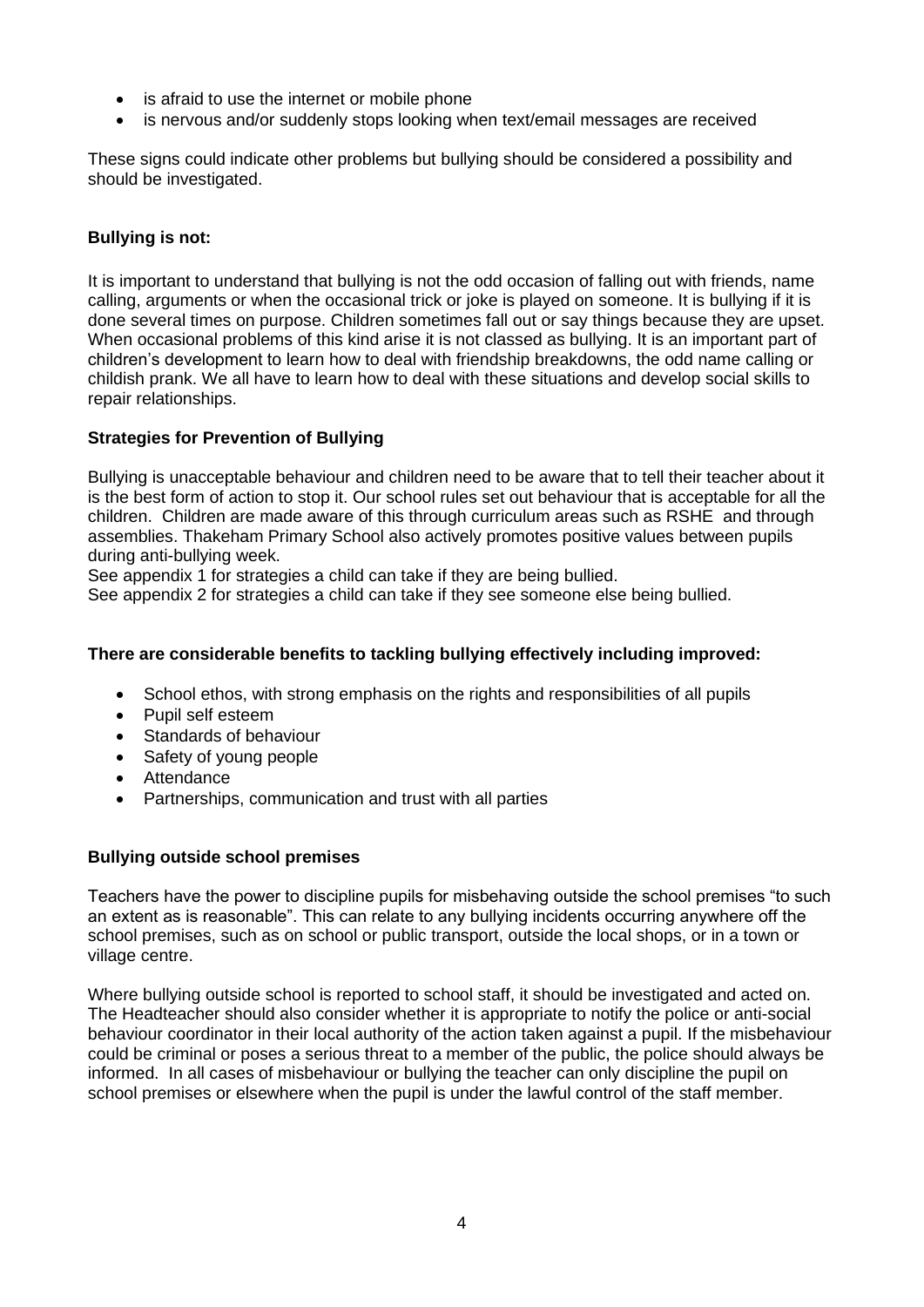- is afraid to use the internet or mobile phone
- is nervous and/or suddenly stops looking when text/email messages are received

These signs could indicate other problems but bullying should be considered a possibility and should be investigated.

**Bullying is not:**

It is important to understand that bullying is not the odd occasion of falling out with friends, name calling, arguments or when the occasional trick or joke is played on someone. It is bullying if it is done several times on purpose. Children sometimes fall out or say things because they are upset. When occasional problems of this kind arise it is not classed as bullying. It is an important part of children's development to learn how to deal with friendship breakdowns, the odd name calling or childish prank. We all have to learn how to deal with these situations and develop social skills to repair relationships.

**Strategies for Prevention of Bullying**

Bullying is unacceptable behaviour and children need to be aware that to tell their teacher about it is the best form of action to stop it. Our school rules set out behaviour that is acceptable for all the children. Children are made aware of this through curriculum areas such as RSHE and through assemblies. Thakeham Primary School also actively promotes positive values between pupils during anti-bullying week.

See appendix 1 for strategies a child can take if they are being bullied.

See appendix 2 for strategies a child can take if they see someone else being bullied.

**There are considerable benefits to tackling bullying effectively including improved:**

- School ethos, with strong emphasis on the rights and responsibilities of all pupils
- Pupil self esteem
- Standards of behaviour
- Safety of young people
- Attendance
- Partnerships, communication and trust with all parties

**Bullying outside school premises**

Teachers have the power to discipline pupils for misbehaving outside the school premises "to such an extent as is reasonable". This can relate to any bullying incidents occurring anywhere off the school premises, such as on school or public transport, outside the local shops, or in a town or village centre.

Where bullying outside school is reported to school staff, it should be investigated and acted on. The Headteacher should also consider whether it is appropriate to notify the police or anti-social behaviour coordinator in their local authority of the action taken against a pupil. If the misbehaviour could be criminal or poses a serious threat to a member of the public, the police should always be informed. In all cases of misbehaviour or bullying the teacher can only discipline the pupil on school premises or elsewhere when the pupil is under the lawful control of the staff member.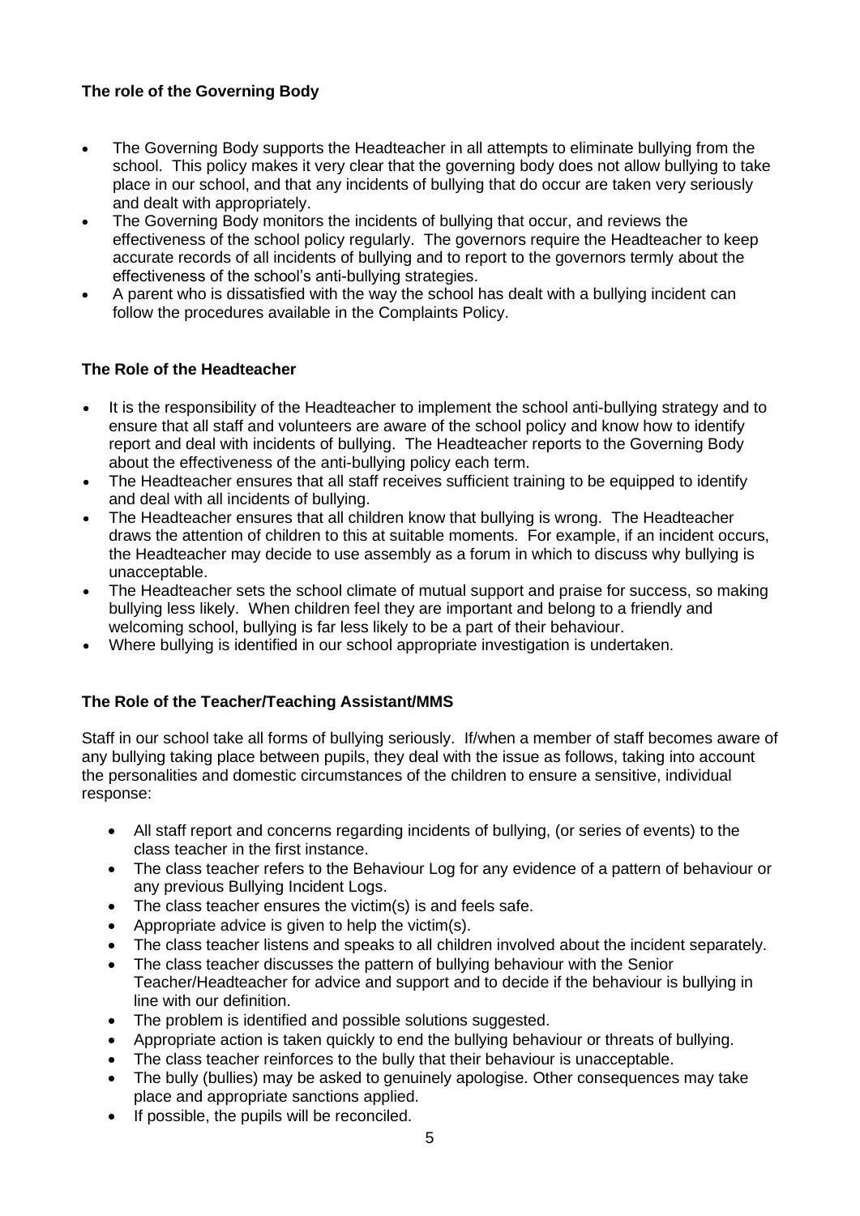### The role of the Governing Body

- The Governing Body supports the Headteacher in all attempts to eliminate bullying from the school. This policy makes it very clear that the governing body does not allow bullying to take place in our school, and that any incidents of bullying that do occur are taken very seriously and dealt with appropriately.
- The Governing Body monitors the incidents of bullying that occur, and reviews the effectiveness of the school policy regularly. The governors require the Headteacher to keep accurate records of all incidents of bullying and to report to the governors termly about the effectiveness of the school's anti-bullying strategies.
- A parent who is dissatisfied with the way the school has dealt with a bullying incident can follow the procedures available in the Complaints Policy.

### The Role of the Headteacher

- It is the responsibility of the Headteacher to implement the school anti-bullying strategy and to ensure that all staff and volunteers are aware of the school policy and know how to identify report and deal with incidents of bullying. The Headteacher reports to the Governing Body about the effectiveness of the anti-bullying policy each term.
- The Headteacher ensures that all staff receives sufficient training to be equipped to identify and deal with all incidents of bullying.
- The Headteacher ensures that all children know that bullying is wrong. The Headteacher draws the attention of children to this at suitable moments. For example, if an incident occurs, the Headteacher may decide to use assembly as a forum in which to discuss why bullying is unacceptable.
- The Headteacher sets the school climate of mutual support and praise for success, so making bullying less likely. When children feel they are important and belong to a friendly and welcoming school, bullying is far less likely to be a part of their behaviour.
- Where bullying is identified in our school appropriate investigation is undertaken.

### The Role of the Teacher/Teaching Assistant/MMS

Staff in our school take all forms of bullying seriously. If/when a member of staff becomes aware of any bullying taking place between pupils, they deal with the issue as follows, taking into account the personalities and domestic circumstances of the children to ensure a sensitive, individual response:

- All staff report and concerns regarding incidents of bullying, (or series of events) to the class teacher in the first instance.
- The class teacher refers to the Behaviour Log for any evidence of a pattern of behaviour or any previous Bullying Incident Logs.
- The class teacher ensures the victim(s) is and feels safe.
- Appropriate advice is given to help the victim(s).
- The class teacher listens and speaks to all children involved about the incident separately.
- The class teacher discusses the pattern of bullying behaviour with the Senior Teacher/Headteacher for advice and support and to decide if the behaviour is bullying in line with our definition.
- The problem is identified and possible solutions suggested.
- Appropriate action is taken quickly to end the bullying behaviour or threats of bullying.
- The class teacher reinforces to the bully that their behaviour is unacceptable.
- The bully (bullies) may be asked to genuinely apologise. Other consequences may take place and appropriate sanctions applied.
- If possible, the pupils will be reconciled.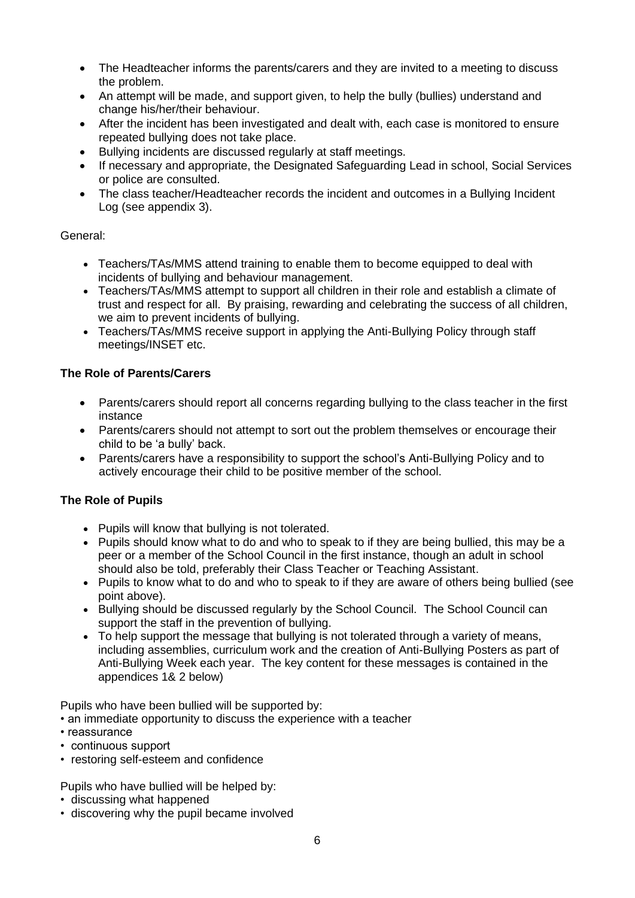- The Headteacher informs the parents/carers and they are invited to a meeting to discuss the problem.
- An attempt will be made, and support given, to help the bully (bullies) understand and change his/her/their behaviour.
- After the incident has been investigated and dealt with, each case is monitored to ensure repeated bullying does not take place.
- Bullying incidents are discussed regularly at staff meetings.
- If necessary and appropriate, the Designated Safeguarding Lead in school, Social Services or police are consulted.
- The class teacher/Headteacher records the incident and outcomes in a Bullying Incident Log (see appendix 3).

General:

- Teachers/TAs/MMS attend training to enable them to become equipped to deal with incidents of bullying and behaviour management.
- Teachers/TAs/MMS attempt to support all children in their role and establish a climate of trust and respect for all. By praising, rewarding and celebrating the success of all children, we aim to prevent incidents of bullying.
- Teachers/TAs/MMS receive support in applying the Anti-Bullying Policy through staff meetings/INSET etc.

**The Role of Parents/Carers**

- Parents/carers should report all concerns regarding bullying to the class teacher in the first instance
- Parents/carers should not attempt to sort out the problem themselves or encourage their child to be 'a bully' back.
- Parents/carers have a responsibility to support the school's Anti-Bullying Policy and to actively encourage their child to be positive member of the school.

**The Role of Pupils**

- Pupils will know that bullying is not tolerated.
- Pupils should know what to do and who to speak to if they are being bullied, this may be a peer or a member of the School Council in the first instance, though an adult in school should also be told, preferably their Class Teacher or Teaching Assistant.
- Pupils to know what to do and who to speak to if they are aware of others being bullied (see point above).
- Bullying should be discussed regularly by the School Council. The School Council can support the staff in the prevention of bullying.
- To help support the message that bullying is not tolerated through a variety of means, including assemblies, curriculum work and the creation of Anti-Bullying Posters as part of Anti-Bullying Week each year. The key content for these messages is contained in the appendices 1& 2 below)

Pupils who have been bullied will be supported by:

- an immediate opportunity to discuss the experience with a teacher
- reassurance
- continuous support
- restoring self-esteem and confidence

Pupils who have bullied will be helped by:

- discussing what happened
- discovering why the pupil became involved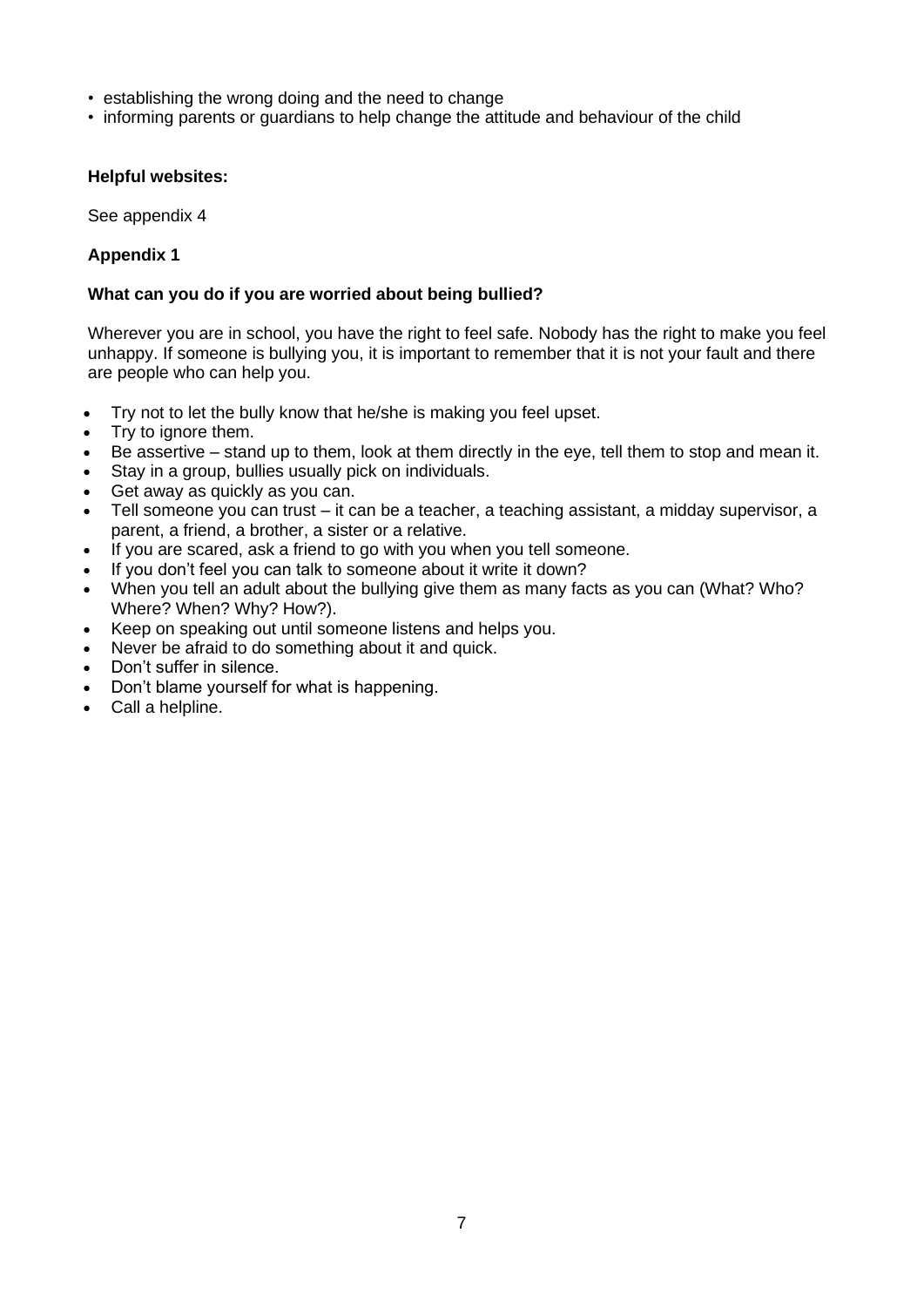- establishing the wrong doing and the need to change
- informing parents or guardians to help change the attitude and behaviour of the child

**Helpful websites:**

See appendix 4

**Appendix 1**

**What can you do if you are worried about being bullied?**

Wherever you are in school, you have the right to feel safe. Nobody has the right to make you feel unhappy. If someone is bullying you, it is important to remember that it is not your fault and there are people who can help you.

- Try not to let the bully know that he/she is making you feel upset.
- Try to ignore them.
- Be assertive – stand up to them, look at them directly in the eye, tell them to stop and mean it.
- Stay in a group, bullies usually pick on individuals.
- Get away as quickly as you can.
- Tell someone you can trust – it can be a teacher, a teaching assistant, a midday supervisor, a parent, a friend, a brother, a sister or a relative.
- If you are scared, ask a friend to go with you when you tell someone.
- If you don't feel you can talk to someone about it write it down?
- When you tell an adult about the bullying give them as many facts as you can (What? Who? Where? When? Why? How?).
- Keep on speaking out until someone listens and helps you.
- Never be afraid to do something about it and quick.
- Don't suffer in silence.
- Don't blame yourself for what is happening.
- Call a helpline.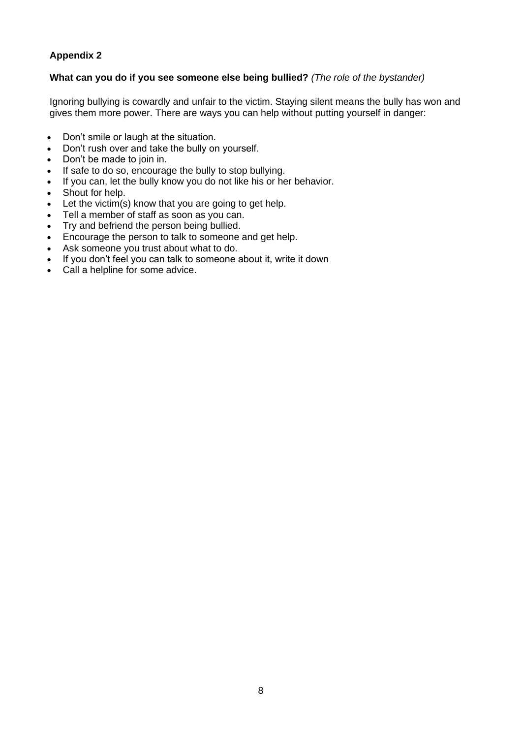**Appendix 2**

**What can you do if you see someone else being bullied?** *(The role of the bystander)*

Ignoring bullying is cowardly and unfair to the victim. Staying silent means the bully has won and gives them more power. There are ways you can help without putting yourself in danger:

- Don't smile or laugh at the situation.
- Don't rush over and take the bully on yourself.
- Don't be made to join in.
- If safe to do so, encourage the bully to stop bullying.
- If you can, let the bully know you do not like his or her behavior.
- Shout for help.
- Let the victim(s) know that you are going to get help.
- Tell a member of staff as soon as you can.
- Try and befriend the person being bullied.
- Encourage the person to talk to someone and get help.
- Ask someone you trust about what to do.
- If you don't feel you can talk to someone about it, write it down
- Call a helpline for some advice.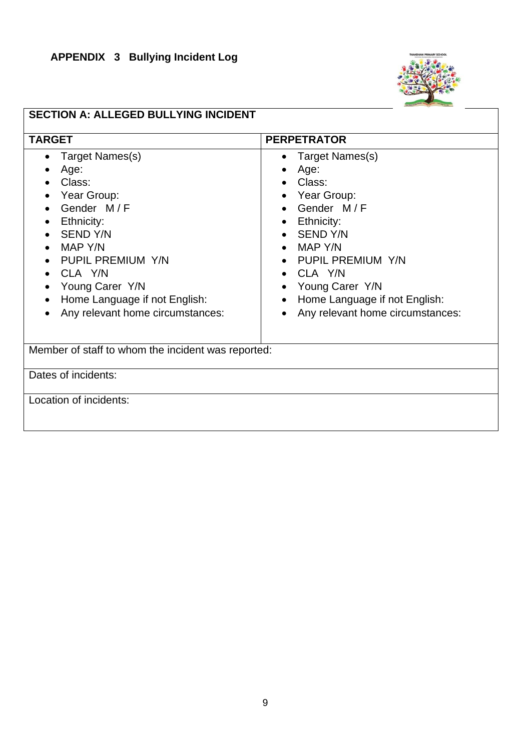**APPENDIX 3 Bullying Incident Log**

| SECTION A: ALLEGED BULLYING INCIDENT | |
|---|---|
| **TARGET** | **PERPETRATOR** |
| • Target Names(s)<br>• Age:<br>• Class:<br>• Year Group:<br>• Gender M / F<br>• Ethnicity:<br>• SEND Y/N<br>• MAP Y/N<br>• PUPIL PREMIUM Y/N<br>• CLA Y/N<br>• Young Carer Y/N<br>• Home Language if not English:<br>• Any relevant home circumstances: | • Target Names(s)<br>• Age:<br>• Class:<br>• Year Group:<br>• Gender M / F<br>• Ethnicity:<br>• SEND Y/N<br>• MAP Y/N<br>• PUPIL PREMIUM Y/N<br>• CLA Y/N<br>• Young Carer Y/N<br>• Home Language if not English:<br>• Any relevant home circumstances: |
| Member of staff to whom the incident was reported: | |
| Dates of incidents: | |
| Location of incidents: | |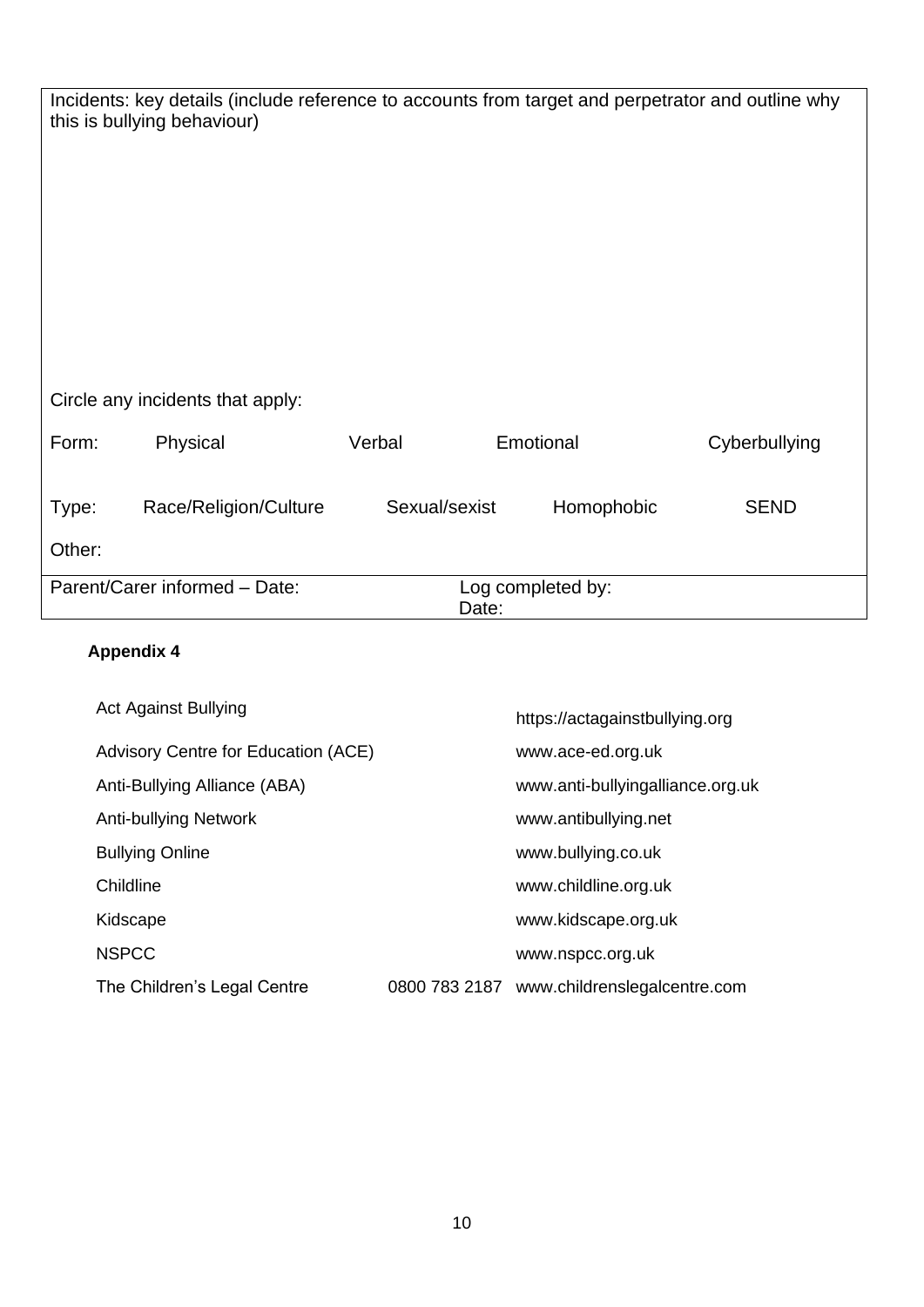| Incidents: key details (include reference to accounts from target and perpetrator and outline why this is bullying behaviour) | | | | |
|---|---|---|---|---|
| Circle any incidents that apply: | | | | |
| Form: | Physical | Verbal | Emotional | Cyberbullying |
| Type: | Race/Religion/Culture | Sexual/sexist | Homophobic | SEND |
| Other: | | | | |
| Parent/Carer informed – Date: | | Log completed by:<br>Date: | | |

**Appendix 4**

| | | |
|---|---|---|
| Act Against Bullying | | https://actagainstbullying.org |
| Advisory Centre for Education (ACE) | | www.ace-ed.org.uk |
| Anti-Bullying Alliance (ABA) | | www.anti-bullyingalliance.org.uk |
| Anti-bullying Network | | www.antibullying.net |
| Bullying Online | | www.bullying.co.uk |
| Childline | | www.childline.org.uk |
| Kidscape | | www.kidscape.org.uk |
| NSPCC | | www.nspcc.org.uk |
| The Children's Legal Centre | 0800 783 2187 | www.childrenslegalcentre.com |